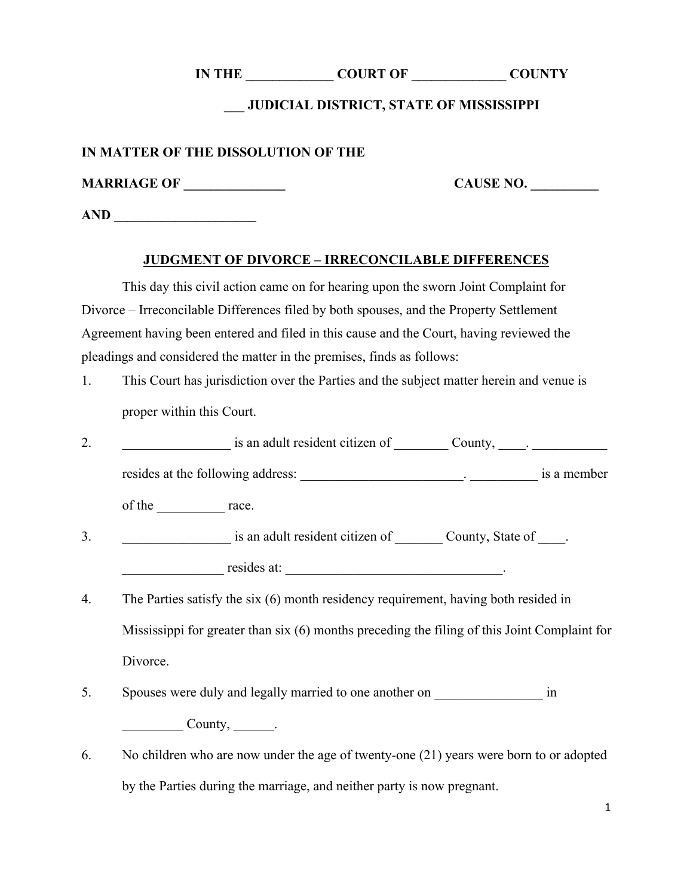**IN THE _____________ COURT OF ______________ COUNTY**

**___ JUDICIAL DISTRICT, STATE OF MISSISSIPPI**

**IN MATTER OF THE DISSOLUTION OF THE**

**MARRIAGE OF _______________** **CAUSE NO. __________**

**AND _____________________**

**<u>JUDGMENT OF DIVORCE – IRRECONCILABLE DIFFERENCES</u>**

This day this civil action came on for hearing upon the sworn Joint Complaint for Divorce – Irreconcilable Differences filed by both spouses, and the Property Settlement Agreement having been entered and filed in this cause and the Court, having reviewed the pleadings and considered the matter in the premises, finds as follows:

1. This Court has jurisdiction over the Parties and the subject matter herein and venue is proper within this Court.
2. ________________ is an adult resident citizen of ________ County, ____. ___________ resides at the following address: ________________________. __________ is a member of the __________ race.
3. ________________ is an adult resident citizen of _______ County, State of ____. _______________ resides at: ________________________________.
4. The Parties satisfy the six (6) month residency requirement, having both resided in Mississippi for greater than six (6) months preceding the filing of this Joint Complaint for Divorce.
5. Spouses were duly and legally married to one another on ________________ in _________ County, ______.
6. No children who are now under the age of twenty-one (21) years were born to or adopted by the Parties during the marriage, and neither party is now pregnant.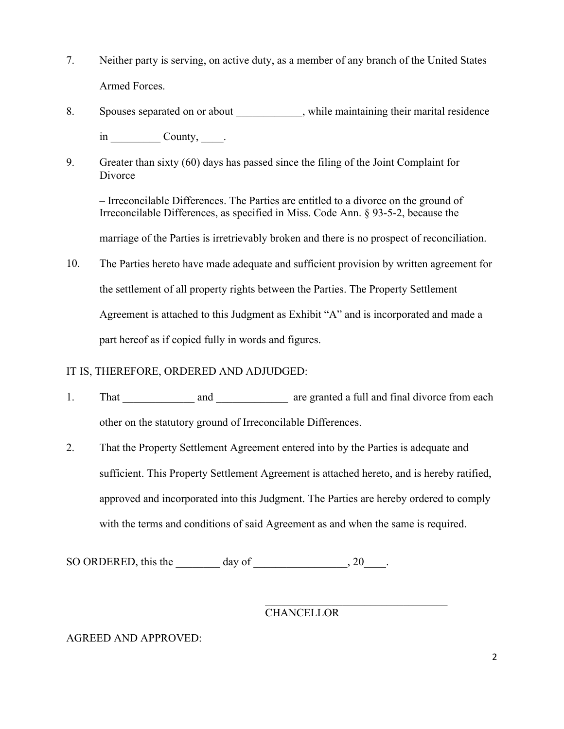7. Neither party is serving, on active duty, as a member of any branch of the United States Armed Forces.

8. Spouses separated on or about ____________, while maintaining their marital residence in _________ County, ____.

9. Greater than sixty (60) days has passed since the filing of the Joint Complaint for Divorce

   – Irreconcilable Differences. The Parties are entitled to a divorce on the ground of Irreconcilable Differences, as specified in Miss. Code Ann. § 93-5-2, because the marriage of the Parties is irretrievably broken and there is no prospect of reconciliation.

10. The Parties hereto have made adequate and sufficient provision by written agreement for the settlement of all property rights between the Parties. The Property Settlement Agreement is attached to this Judgment as Exhibit "A" and is incorporated and made a part hereof as if copied fully in words and figures.

IT IS, THEREFORE, ORDERED AND ADJUDGED:

1. That _____________ and _____________ are granted a full and final divorce from each other on the statutory ground of Irreconcilable Differences.

2. That the Property Settlement Agreement entered into by the Parties is adequate and sufficient. This Property Settlement Agreement is attached hereto, and is hereby ratified, approved and incorporated into this Judgment. The Parties are hereby ordered to comply with the terms and conditions of said Agreement as and when the same is required.

SO ORDERED, this the ________ day of _________________, 20____.

_________________________________
CHANCELLOR

AGREED AND APPROVED: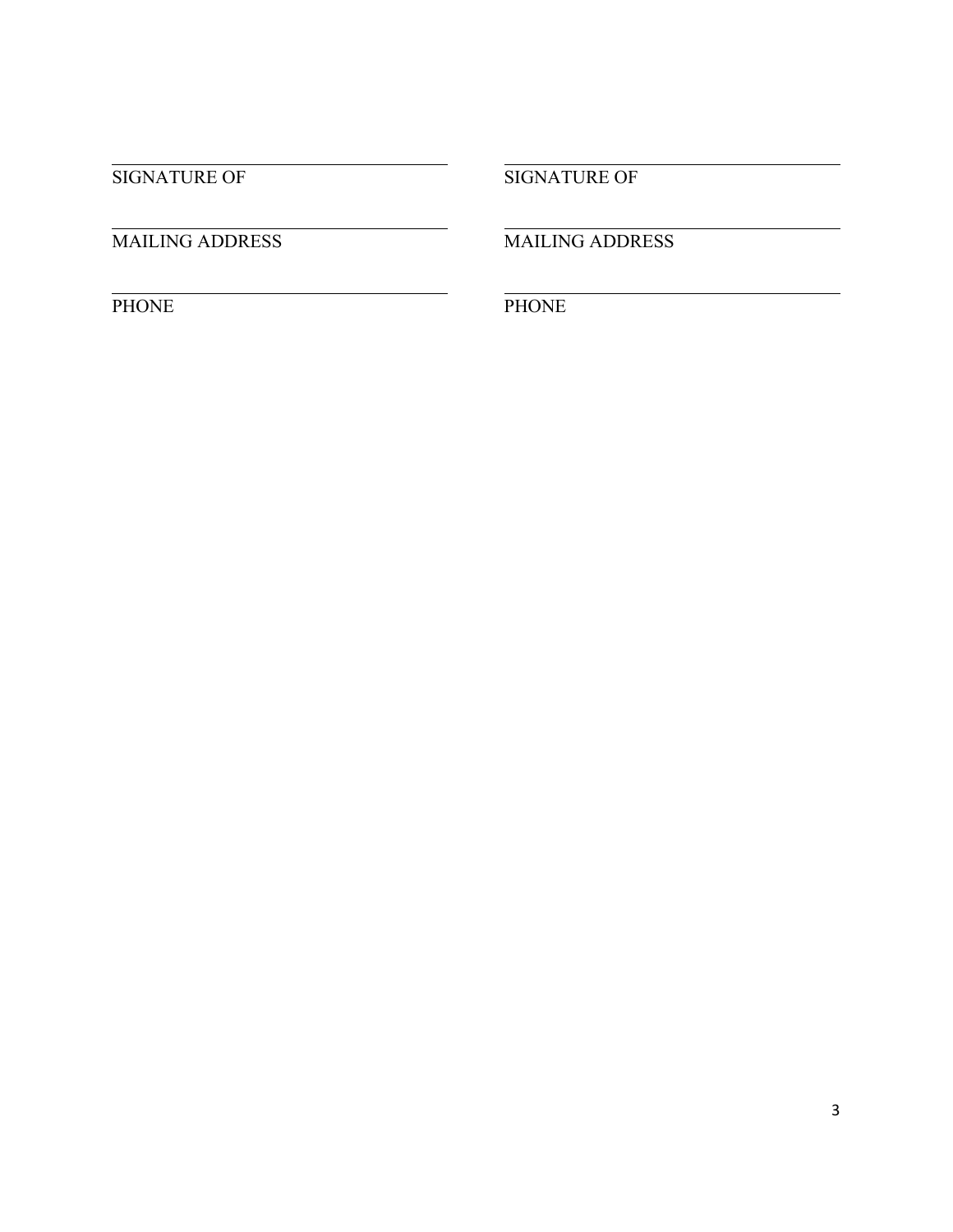| | |
|---|---|
| ______________________________ | ______________________________ |
| SIGNATURE OF | SIGNATURE OF |
| ______________________________ | ______________________________ |
| MAILING ADDRESS | MAILING ADDRESS |
| ______________________________ | ______________________________ |
| PHONE | PHONE |